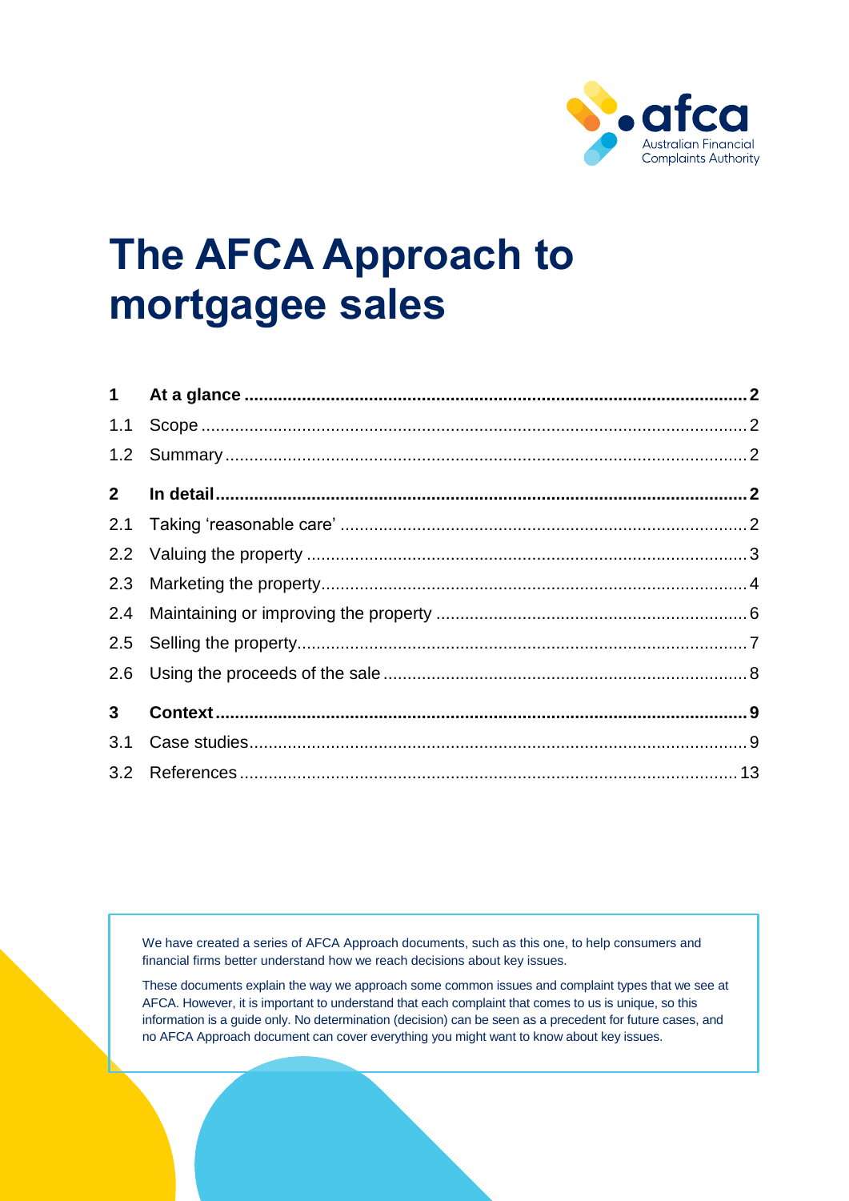# The AFCA Approach to mortgagee sales

| | | |
|---|---|---|
| **1** | **At a glance** | **2** |
| 1.1 | Scope | 2 |
| 1.2 | Summary | 2 |
| **2** | **In detail** | **2** |
| 2.1 | Taking 'reasonable care' | 2 |
| 2.2 | Valuing the property | 3 |
| 2.3 | Marketing the property | 4 |
| 2.4 | Maintaining or improving the property | 6 |
| 2.5 | Selling the property | 7 |
| 2.6 | Using the proceeds of the sale | 8 |
| **3** | **Context** | **9** |
| 3.1 | Case studies | 9 |
| 3.2 | References | 13 |

We have created a series of AFCA Approach documents, such as this one, to help consumers and financial firms better understand how we reach decisions about key issues.

These documents explain the way we approach some common issues and complaint types that we see at AFCA. However, it is important to understand that each complaint that comes to us is unique, so this information is a guide only. No determination (decision) can be seen as a precedent for future cases, and no AFCA Approach document can cover everything you might want to know about key issues.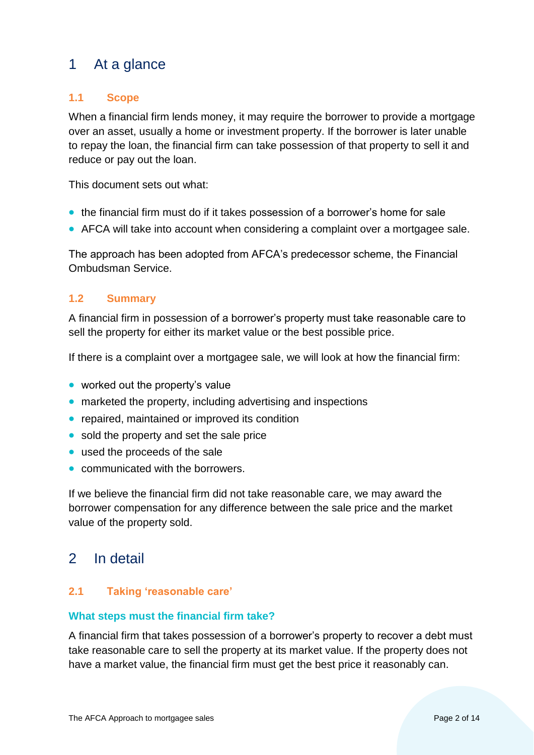# 1 At a glance

## 1.1 Scope

When a financial firm lends money, it may require the borrower to provide a mortgage over an asset, usually a home or investment property. If the borrower is later unable to repay the loan, the financial firm can take possession of that property to sell it and reduce or pay out the loan.

This document sets out what:

- the financial firm must do if it takes possession of a borrower's home for sale
- AFCA will take into account when considering a complaint over a mortgagee sale.

The approach has been adopted from AFCA's predecessor scheme, the Financial Ombudsman Service.

## 1.2 Summary

A financial firm in possession of a borrower's property must take reasonable care to sell the property for either its market value or the best possible price.

If there is a complaint over a mortgagee sale, we will look at how the financial firm:

- worked out the property's value
- marketed the property, including advertising and inspections
- repaired, maintained or improved its condition
- sold the property and set the sale price
- used the proceeds of the sale
- communicated with the borrowers.

If we believe the financial firm did not take reasonable care, we may award the borrower compensation for any difference between the sale price and the market value of the property sold.

# 2 In detail

## 2.1 Taking 'reasonable care'

### What steps must the financial firm take?

A financial firm that takes possession of a borrower's property to recover a debt must take reasonable care to sell the property at its market value. If the property does not have a market value, the financial firm must get the best price it reasonably can.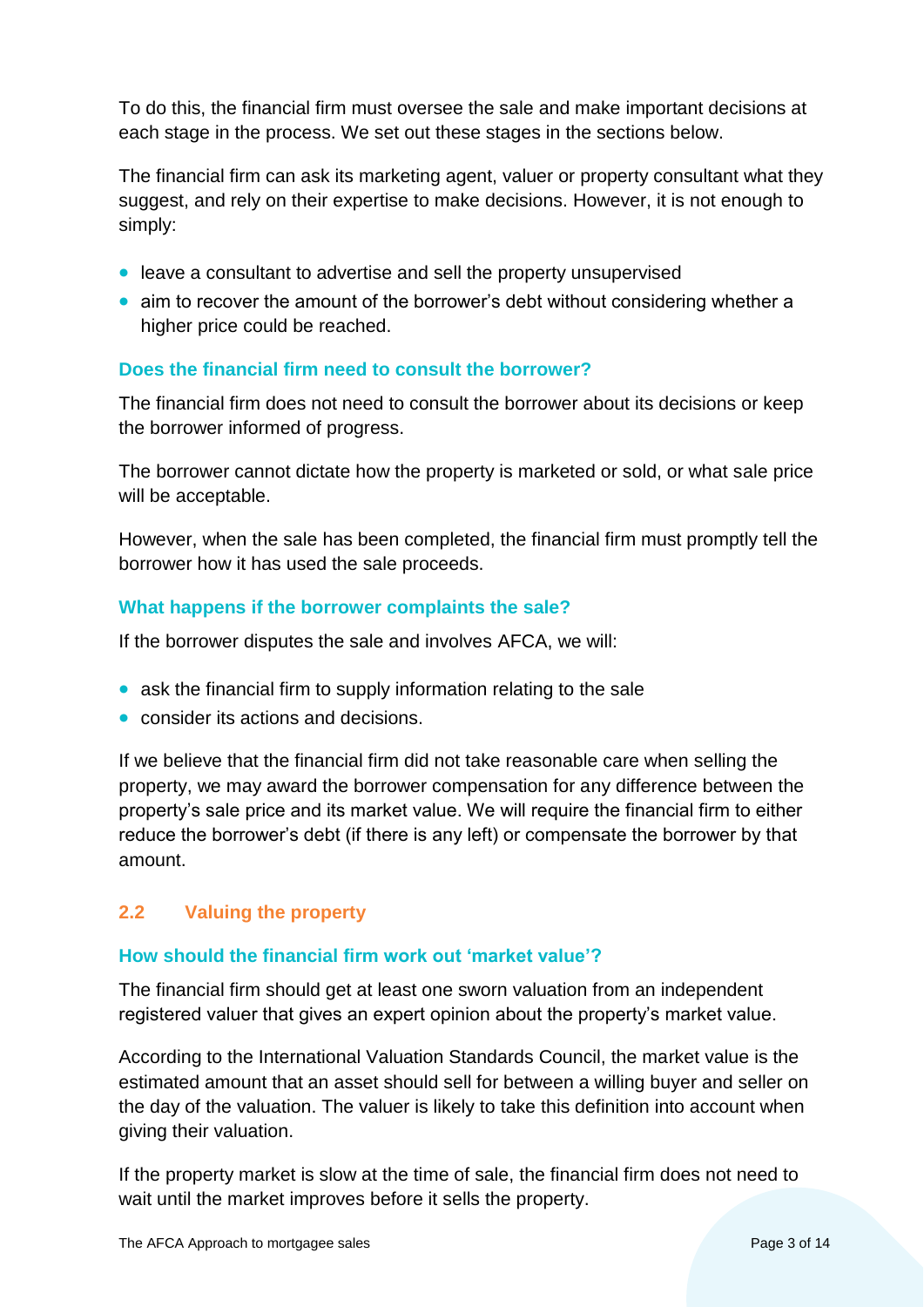To do this, the financial firm must oversee the sale and make important decisions at each stage in the process. We set out these stages in the sections below.

The financial firm can ask its marketing agent, valuer or property consultant what they suggest, and rely on their expertise to make decisions. However, it is not enough to simply:

- leave a consultant to advertise and sell the property unsupervised
- aim to recover the amount of the borrower's debt without considering whether a higher price could be reached.

### Does the financial firm need to consult the borrower?

The financial firm does not need to consult the borrower about its decisions or keep the borrower informed of progress.

The borrower cannot dictate how the property is marketed or sold, or what sale price will be acceptable.

However, when the sale has been completed, the financial firm must promptly tell the borrower how it has used the sale proceeds.

### What happens if the borrower complaints the sale?

If the borrower disputes the sale and involves AFCA, we will:

- ask the financial firm to supply information relating to the sale
- consider its actions and decisions.

If we believe that the financial firm did not take reasonable care when selling the property, we may award the borrower compensation for any difference between the property's sale price and its market value. We will require the financial firm to either reduce the borrower's debt (if there is any left) or compensate the borrower by that amount.

## 2.2 Valuing the property

### How should the financial firm work out 'market value'?

The financial firm should get at least one sworn valuation from an independent registered valuer that gives an expert opinion about the property's market value.

According to the International Valuation Standards Council, the market value is the estimated amount that an asset should sell for between a willing buyer and seller on the day of the valuation. The valuer is likely to take this definition into account when giving their valuation.

If the property market is slow at the time of sale, the financial firm does not need to wait until the market improves before it sells the property.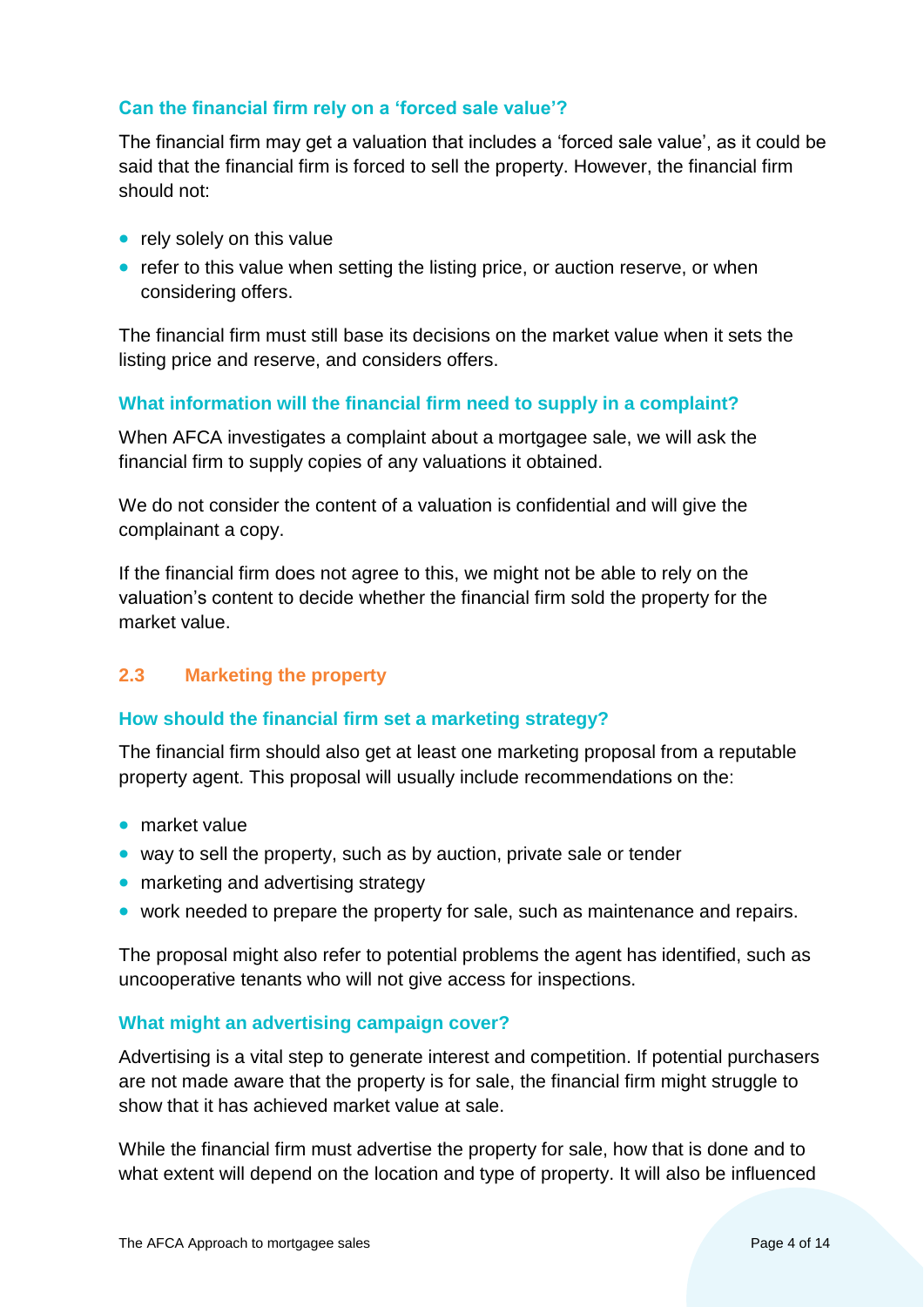### Can the financial firm rely on a 'forced sale value'?

The financial firm may get a valuation that includes a 'forced sale value', as it could be said that the financial firm is forced to sell the property. However, the financial firm should not:

- rely solely on this value
- refer to this value when setting the listing price, or auction reserve, or when considering offers.

The financial firm must still base its decisions on the market value when it sets the listing price and reserve, and considers offers.

### What information will the financial firm need to supply in a complaint?

When AFCA investigates a complaint about a mortgagee sale, we will ask the financial firm to supply copies of any valuations it obtained.

We do not consider the content of a valuation is confidential and will give the complainant a copy.

If the financial firm does not agree to this, we might not be able to rely on the valuation's content to decide whether the financial firm sold the property for the market value.

## 2.3 Marketing the property

### How should the financial firm set a marketing strategy?

The financial firm should also get at least one marketing proposal from a reputable property agent. This proposal will usually include recommendations on the:

- market value
- way to sell the property, such as by auction, private sale or tender
- marketing and advertising strategy
- work needed to prepare the property for sale, such as maintenance and repairs.

The proposal might also refer to potential problems the agent has identified, such as uncooperative tenants who will not give access for inspections.

### What might an advertising campaign cover?

Advertising is a vital step to generate interest and competition. If potential purchasers are not made aware that the property is for sale, the financial firm might struggle to show that it has achieved market value at sale.

While the financial firm must advertise the property for sale, how that is done and to what extent will depend on the location and type of property. It will also be influenced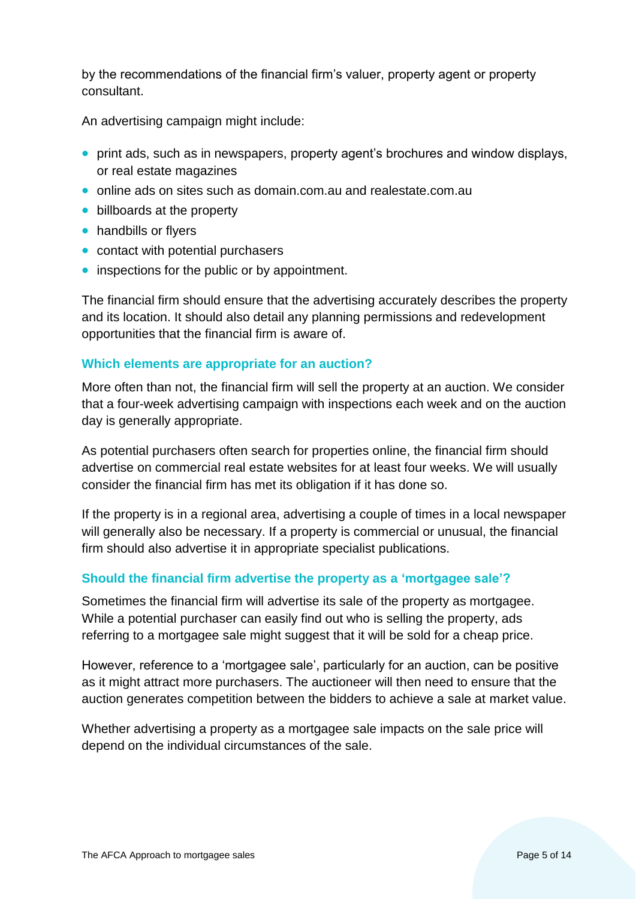by the recommendations of the financial firm's valuer, property agent or property consultant.

An advertising campaign might include:

- print ads, such as in newspapers, property agent's brochures and window displays, or real estate magazines
- online ads on sites such as domain.com.au and realestate.com.au
- billboards at the property
- handbills or flyers
- contact with potential purchasers
- inspections for the public or by appointment.

The financial firm should ensure that the advertising accurately describes the property and its location. It should also detail any planning permissions and redevelopment opportunities that the financial firm is aware of.

### Which elements are appropriate for an auction?

More often than not, the financial firm will sell the property at an auction. We consider that a four-week advertising campaign with inspections each week and on the auction day is generally appropriate.

As potential purchasers often search for properties online, the financial firm should advertise on commercial real estate websites for at least four weeks. We will usually consider the financial firm has met its obligation if it has done so.

If the property is in a regional area, advertising a couple of times in a local newspaper will generally also be necessary. If a property is commercial or unusual, the financial firm should also advertise it in appropriate specialist publications.

### Should the financial firm advertise the property as a 'mortgagee sale'?

Sometimes the financial firm will advertise its sale of the property as mortgagee. While a potential purchaser can easily find out who is selling the property, ads referring to a mortgagee sale might suggest that it will be sold for a cheap price.

However, reference to a 'mortgagee sale', particularly for an auction, can be positive as it might attract more purchasers. The auctioneer will then need to ensure that the auction generates competition between the bidders to achieve a sale at market value.

Whether advertising a property as a mortgagee sale impacts on the sale price will depend on the individual circumstances of the sale.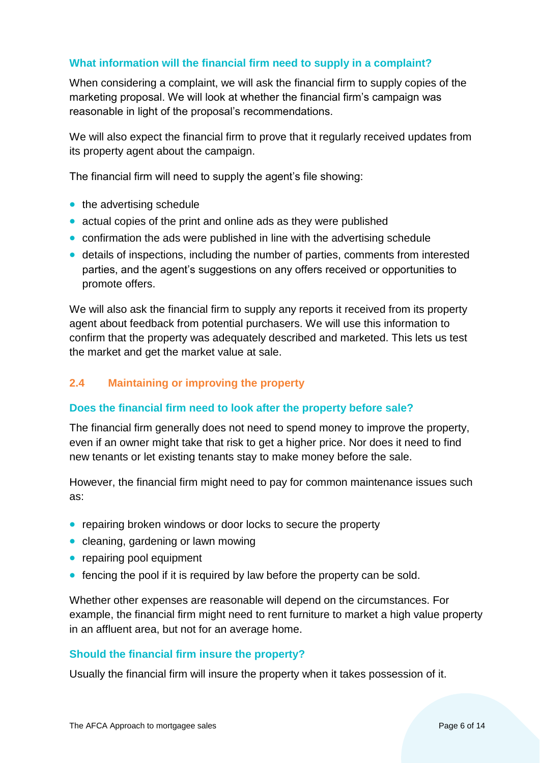### What information will the financial firm need to supply in a complaint?

When considering a complaint, we will ask the financial firm to supply copies of the marketing proposal. We will look at whether the financial firm's campaign was reasonable in light of the proposal's recommendations.

We will also expect the financial firm to prove that it regularly received updates from its property agent about the campaign.

The financial firm will need to supply the agent's file showing:

- the advertising schedule
- actual copies of the print and online ads as they were published
- confirmation the ads were published in line with the advertising schedule
- details of inspections, including the number of parties, comments from interested parties, and the agent's suggestions on any offers received or opportunities to promote offers.

We will also ask the financial firm to supply any reports it received from its property agent about feedback from potential purchasers. We will use this information to confirm that the property was adequately described and marketed. This lets us test the market and get the market value at sale.

## 2.4 Maintaining or improving the property

### Does the financial firm need to look after the property before sale?

The financial firm generally does not need to spend money to improve the property, even if an owner might take that risk to get a higher price. Nor does it need to find new tenants or let existing tenants stay to make money before the sale.

However, the financial firm might need to pay for common maintenance issues such as:

- repairing broken windows or door locks to secure the property
- cleaning, gardening or lawn mowing
- repairing pool equipment
- fencing the pool if it is required by law before the property can be sold.

Whether other expenses are reasonable will depend on the circumstances. For example, the financial firm might need to rent furniture to market a high value property in an affluent area, but not for an average home.

### Should the financial firm insure the property?

Usually the financial firm will insure the property when it takes possession of it.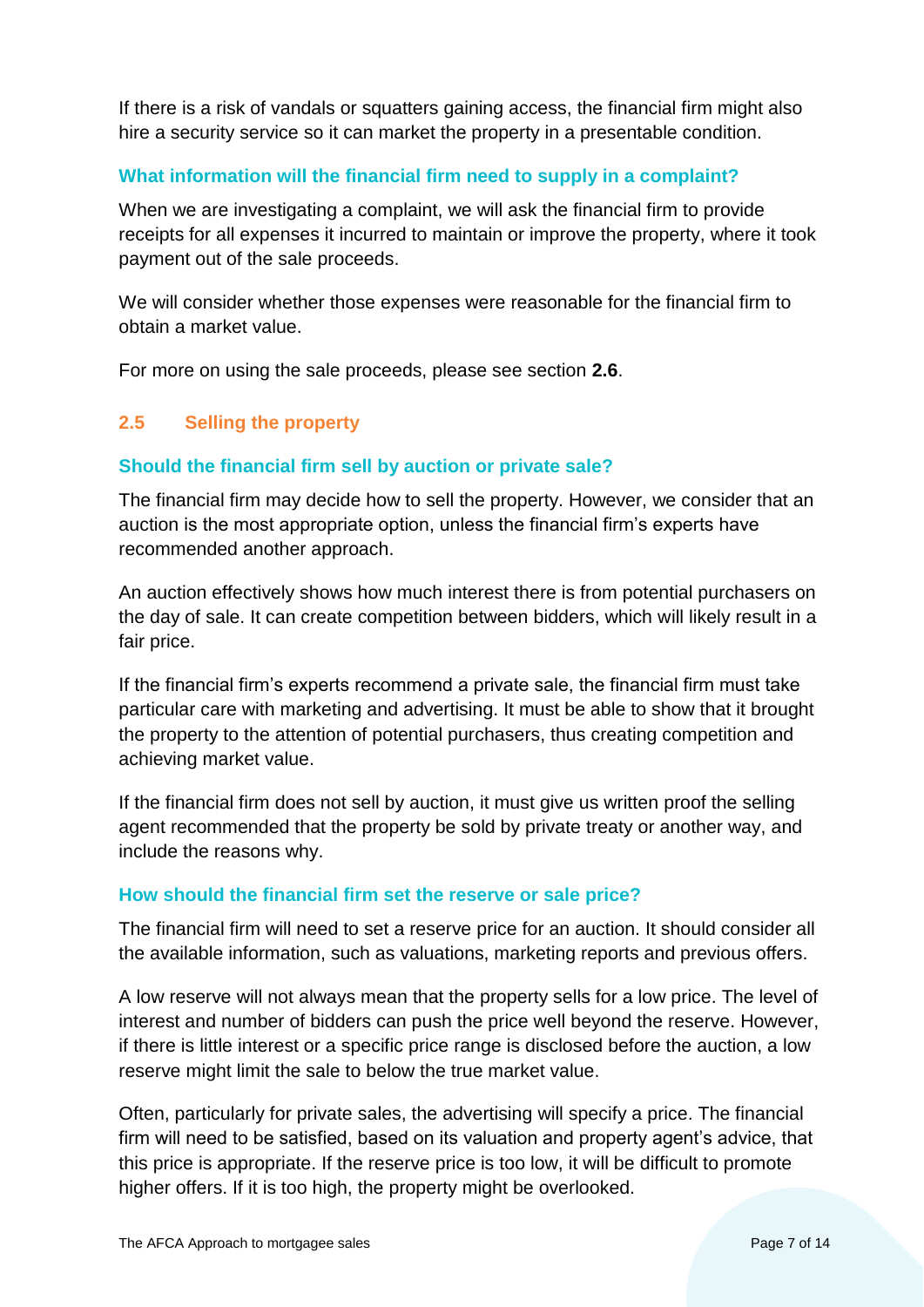If there is a risk of vandals or squatters gaining access, the financial firm might also hire a security service so it can market the property in a presentable condition.

### What information will the financial firm need to supply in a complaint?

When we are investigating a complaint, we will ask the financial firm to provide receipts for all expenses it incurred to maintain or improve the property, where it took payment out of the sale proceeds.

We will consider whether those expenses were reasonable for the financial firm to obtain a market value.

For more on using the sale proceeds, please see section **2.6**.

## 2.5 Selling the property

### Should the financial firm sell by auction or private sale?

The financial firm may decide how to sell the property. However, we consider that an auction is the most appropriate option, unless the financial firm's experts have recommended another approach.

An auction effectively shows how much interest there is from potential purchasers on the day of sale. It can create competition between bidders, which will likely result in a fair price.

If the financial firm's experts recommend a private sale, the financial firm must take particular care with marketing and advertising. It must be able to show that it brought the property to the attention of potential purchasers, thus creating competition and achieving market value.

If the financial firm does not sell by auction, it must give us written proof the selling agent recommended that the property be sold by private treaty or another way, and include the reasons why.

### How should the financial firm set the reserve or sale price?

The financial firm will need to set a reserve price for an auction. It should consider all the available information, such as valuations, marketing reports and previous offers.

A low reserve will not always mean that the property sells for a low price. The level of interest and number of bidders can push the price well beyond the reserve. However, if there is little interest or a specific price range is disclosed before the auction, a low reserve might limit the sale to below the true market value.

Often, particularly for private sales, the advertising will specify a price. The financial firm will need to be satisfied, based on its valuation and property agent's advice, that this price is appropriate. If the reserve price is too low, it will be difficult to promote higher offers. If it is too high, the property might be overlooked.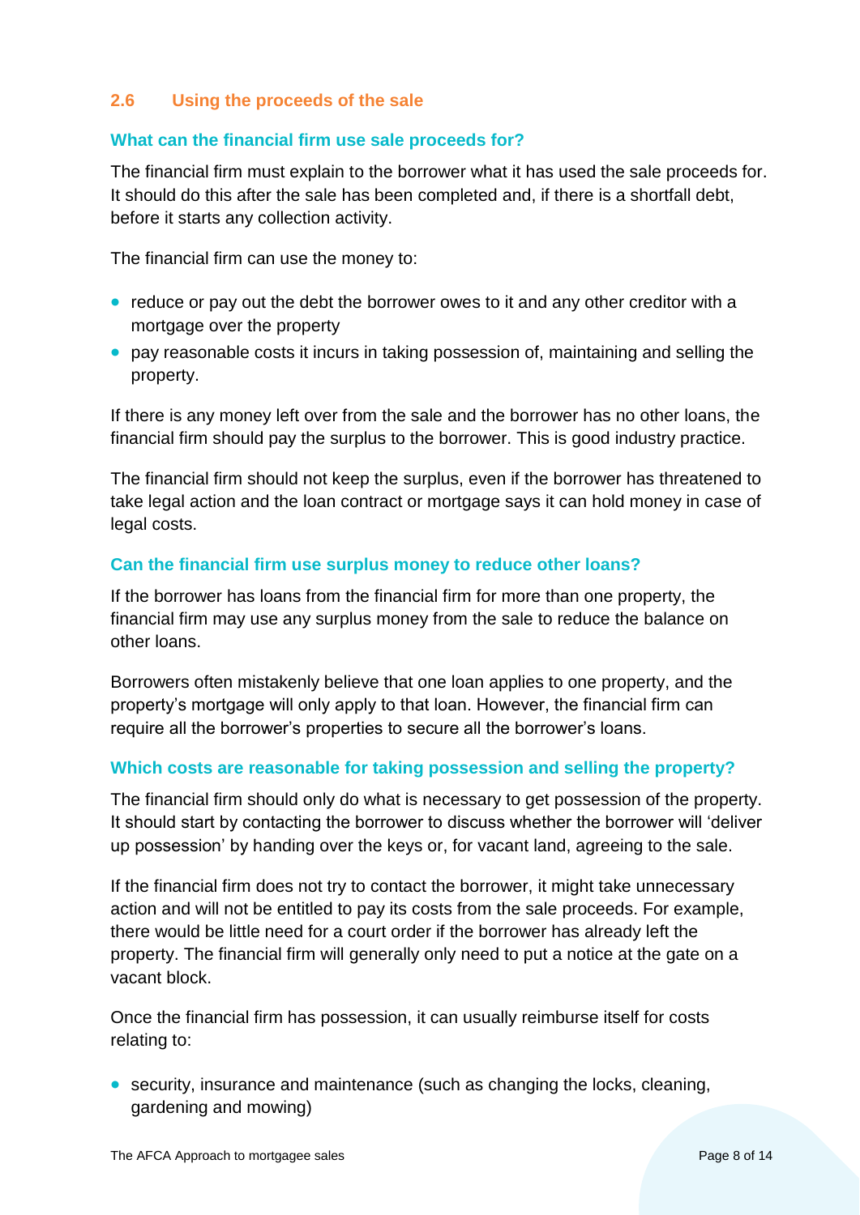## 2.6 Using the proceeds of the sale

### What can the financial firm use sale proceeds for?

The financial firm must explain to the borrower what it has used the sale proceeds for. It should do this after the sale has been completed and, if there is a shortfall debt, before it starts any collection activity.

The financial firm can use the money to:

- reduce or pay out the debt the borrower owes to it and any other creditor with a mortgage over the property
- pay reasonable costs it incurs in taking possession of, maintaining and selling the property.

If there is any money left over from the sale and the borrower has no other loans, the financial firm should pay the surplus to the borrower. This is good industry practice.

The financial firm should not keep the surplus, even if the borrower has threatened to take legal action and the loan contract or mortgage says it can hold money in case of legal costs.

### Can the financial firm use surplus money to reduce other loans?

If the borrower has loans from the financial firm for more than one property, the financial firm may use any surplus money from the sale to reduce the balance on other loans.

Borrowers often mistakenly believe that one loan applies to one property, and the property's mortgage will only apply to that loan. However, the financial firm can require all the borrower's properties to secure all the borrower's loans.

### Which costs are reasonable for taking possession and selling the property?

The financial firm should only do what is necessary to get possession of the property. It should start by contacting the borrower to discuss whether the borrower will 'deliver up possession' by handing over the keys or, for vacant land, agreeing to the sale.

If the financial firm does not try to contact the borrower, it might take unnecessary action and will not be entitled to pay its costs from the sale proceeds. For example, there would be little need for a court order if the borrower has already left the property. The financial firm will generally only need to put a notice at the gate on a vacant block.

Once the financial firm has possession, it can usually reimburse itself for costs relating to:

- security, insurance and maintenance (such as changing the locks, cleaning, gardening and mowing)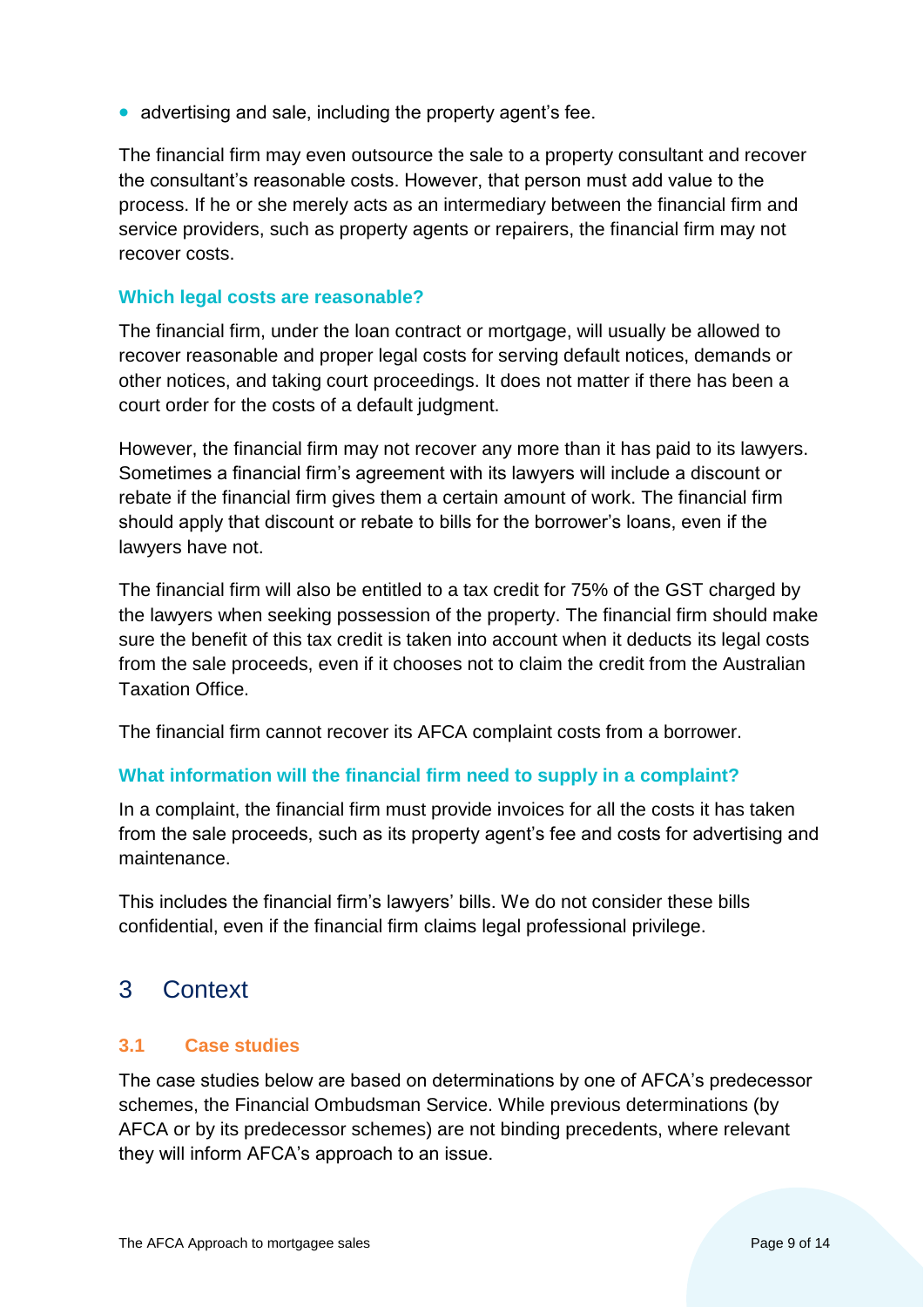- advertising and sale, including the property agent's fee.

The financial firm may even outsource the sale to a property consultant and recover the consultant's reasonable costs. However, that person must add value to the process. If he or she merely acts as an intermediary between the financial firm and service providers, such as property agents or repairers, the financial firm may not recover costs.

### Which legal costs are reasonable?

The financial firm, under the loan contract or mortgage, will usually be allowed to recover reasonable and proper legal costs for serving default notices, demands or other notices, and taking court proceedings. It does not matter if there has been a court order for the costs of a default judgment.

However, the financial firm may not recover any more than it has paid to its lawyers. Sometimes a financial firm's agreement with its lawyers will include a discount or rebate if the financial firm gives them a certain amount of work. The financial firm should apply that discount or rebate to bills for the borrower's loans, even if the lawyers have not.

The financial firm will also be entitled to a tax credit for 75% of the GST charged by the lawyers when seeking possession of the property. The financial firm should make sure the benefit of this tax credit is taken into account when it deducts its legal costs from the sale proceeds, even if it chooses not to claim the credit from the Australian Taxation Office.

The financial firm cannot recover its AFCA complaint costs from a borrower.

### What information will the financial firm need to supply in a complaint?

In a complaint, the financial firm must provide invoices for all the costs it has taken from the sale proceeds, such as its property agent's fee and costs for advertising and maintenance.

This includes the financial firm's lawyers' bills. We do not consider these bills confidential, even if the financial firm claims legal professional privilege.

# 3 Context

## 3.1 Case studies

The case studies below are based on determinations by one of AFCA's predecessor schemes, the Financial Ombudsman Service. While previous determinations (by AFCA or by its predecessor schemes) are not binding precedents, where relevant they will inform AFCA's approach to an issue.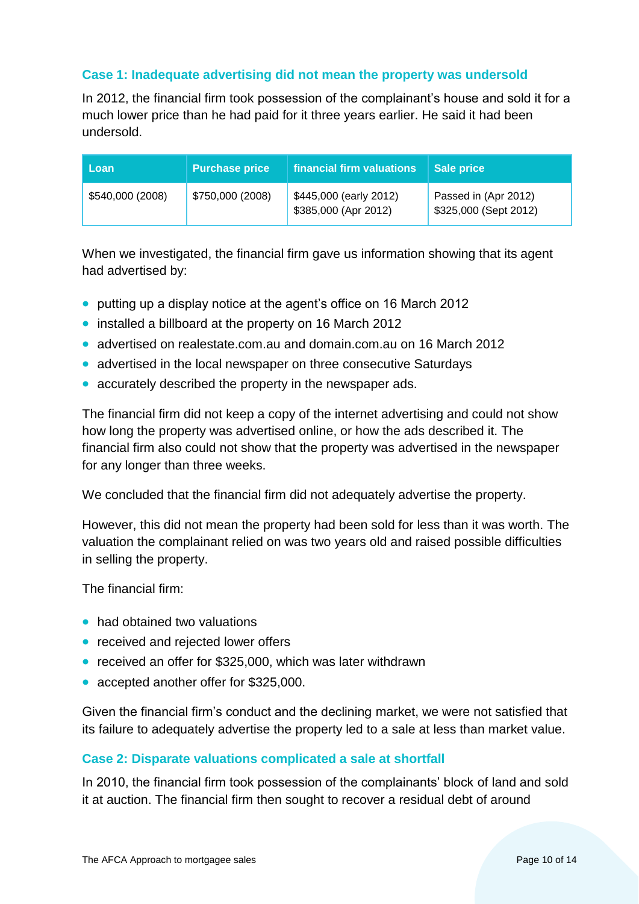### Case 1: Inadequate advertising did not mean the property was undersold

In 2012, the financial firm took possession of the complainant's house and sold it for a much lower price than he had paid for it three years earlier. He said it had been undersold.

| Loan | Purchase price | financial firm valuations | Sale price |
|---|---|---|---|
| $540,000 (2008) | $750,000 (2008) | $445,000 (early 2012)<br>$385,000 (Apr 2012) | Passed in (Apr 2012)<br>$325,000 (Sept 2012) |

When we investigated, the financial firm gave us information showing that its agent had advertised by:

- putting up a display notice at the agent's office on 16 March 2012
- installed a billboard at the property on 16 March 2012
- advertised on realestate.com.au and domain.com.au on 16 March 2012
- advertised in the local newspaper on three consecutive Saturdays
- accurately described the property in the newspaper ads.

The financial firm did not keep a copy of the internet advertising and could not show how long the property was advertised online, or how the ads described it. The financial firm also could not show that the property was advertised in the newspaper for any longer than three weeks.

We concluded that the financial firm did not adequately advertise the property.

However, this did not mean the property had been sold for less than it was worth. The valuation the complainant relied on was two years old and raised possible difficulties in selling the property.

The financial firm:

- had obtained two valuations
- received and rejected lower offers
- received an offer for $325,000, which was later withdrawn
- accepted another offer for $325,000.

Given the financial firm's conduct and the declining market, we were not satisfied that its failure to adequately advertise the property led to a sale at less than market value.

### Case 2: Disparate valuations complicated a sale at shortfall

In 2010, the financial firm took possession of the complainants' block of land and sold it at auction. The financial firm then sought to recover a residual debt of around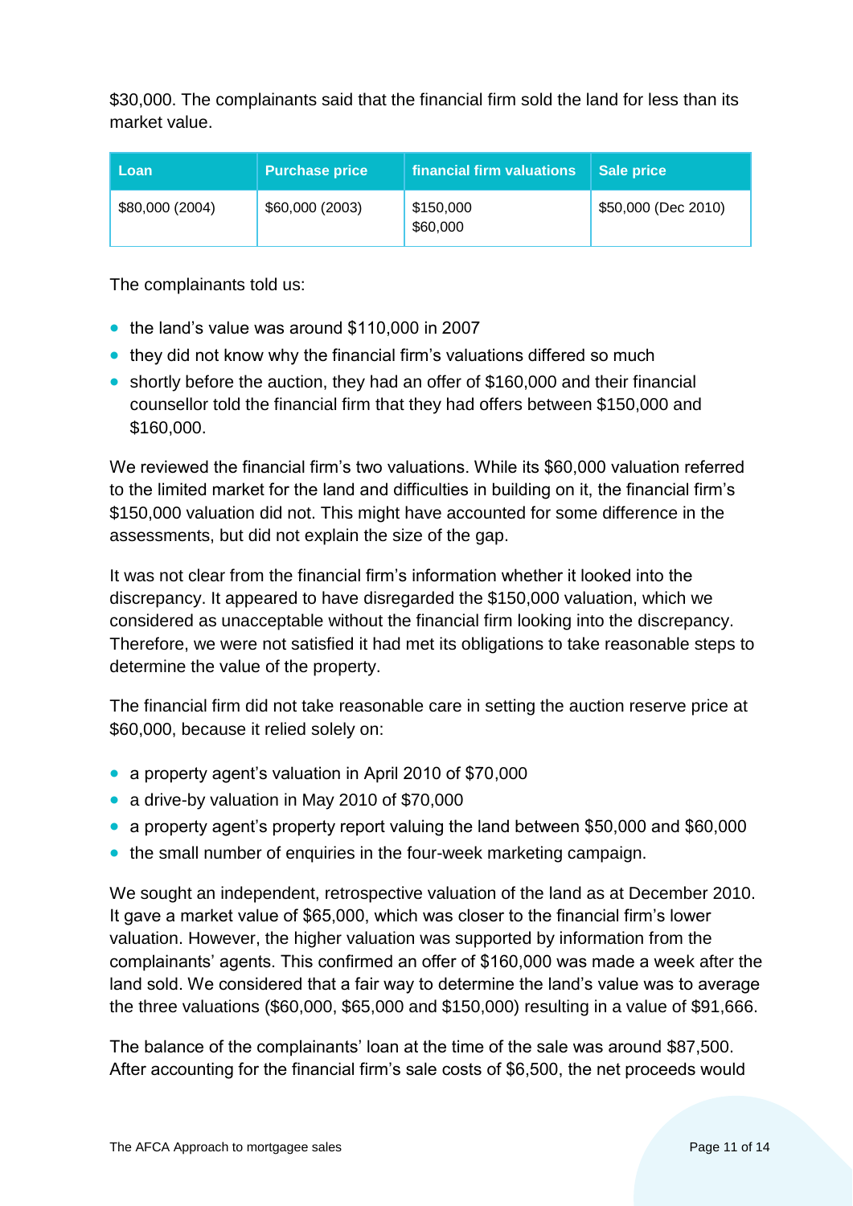$30,000. The complainants said that the financial firm sold the land for less than its market value.

| Loan | Purchase price | financial firm valuations | Sale price |
|---|---|---|---|
| $80,000 (2004) | $60,000 (2003) | $150,000<br>$60,000 | $50,000 (Dec 2010) |

The complainants told us:

- the land's value was around $110,000 in 2007
- they did not know why the financial firm's valuations differed so much
- shortly before the auction, they had an offer of $160,000 and their financial counsellor told the financial firm that they had offers between $150,000 and $160,000.

We reviewed the financial firm's two valuations. While its $60,000 valuation referred to the limited market for the land and difficulties in building on it, the financial firm's $150,000 valuation did not. This might have accounted for some difference in the assessments, but did not explain the size of the gap.

It was not clear from the financial firm's information whether it looked into the discrepancy. It appeared to have disregarded the $150,000 valuation, which we considered as unacceptable without the financial firm looking into the discrepancy. Therefore, we were not satisfied it had met its obligations to take reasonable steps to determine the value of the property.

The financial firm did not take reasonable care in setting the auction reserve price at $60,000, because it relied solely on:

- a property agent's valuation in April 2010 of $70,000
- a drive-by valuation in May 2010 of $70,000
- a property agent's property report valuing the land between $50,000 and $60,000
- the small number of enquiries in the four-week marketing campaign.

We sought an independent, retrospective valuation of the land as at December 2010. It gave a market value of $65,000, which was closer to the financial firm's lower valuation. However, the higher valuation was supported by information from the complainants' agents. This confirmed an offer of $160,000 was made a week after the land sold. We considered that a fair way to determine the land's value was to average the three valuations ($60,000, $65,000 and $150,000) resulting in a value of $91,666.

The balance of the complainants' loan at the time of the sale was around $87,500. After accounting for the financial firm's sale costs of $6,500, the net proceeds would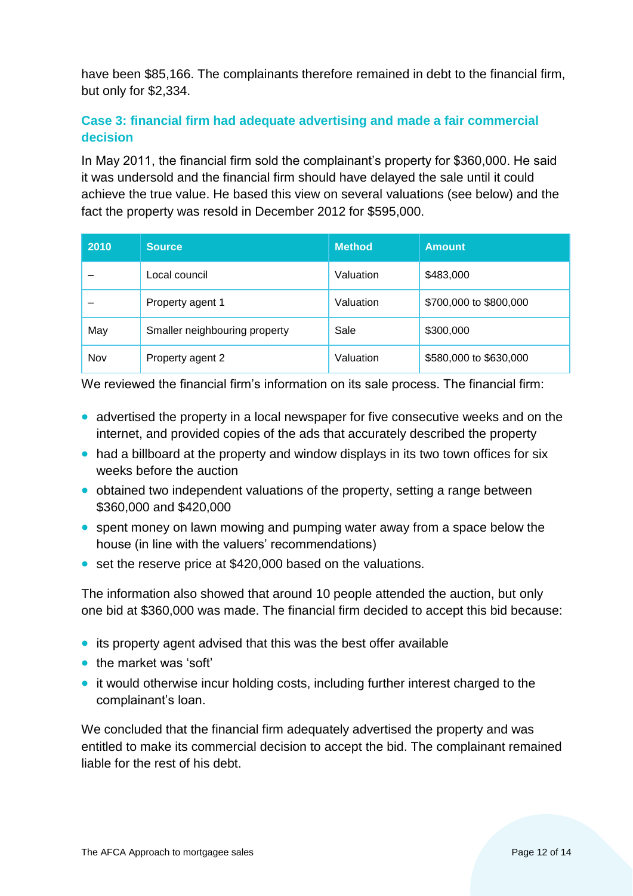have been $85,166. The complainants therefore remained in debt to the financial firm, but only for $2,334.

### Case 3: financial firm had adequate advertising and made a fair commercial decision

In May 2011, the financial firm sold the complainant's property for $360,000. He said it was undersold and the financial firm should have delayed the sale until it could achieve the true value. He based this view on several valuations (see below) and the fact the property was resold in December 2012 for $595,000.

| 2010 | Source | Method | Amount |
|---|---|---|---|
| – | Local council | Valuation | $483,000 |
| – | Property agent 1 | Valuation | $700,000 to $800,000 |
| May | Smaller neighbouring property | Sale | $300,000 |
| Nov | Property agent 2 | Valuation | $580,000 to $630,000 |

We reviewed the financial firm's information on its sale process. The financial firm:

- advertised the property in a local newspaper for five consecutive weeks and on the internet, and provided copies of the ads that accurately described the property
- had a billboard at the property and window displays in its two town offices for six weeks before the auction
- obtained two independent valuations of the property, setting a range between $360,000 and $420,000
- spent money on lawn mowing and pumping water away from a space below the house (in line with the valuers' recommendations)
- set the reserve price at $420,000 based on the valuations.

The information also showed that around 10 people attended the auction, but only one bid at $360,000 was made. The financial firm decided to accept this bid because:

- its property agent advised that this was the best offer available
- the market was 'soft'
- it would otherwise incur holding costs, including further interest charged to the complainant's loan.

We concluded that the financial firm adequately advertised the property and was entitled to make its commercial decision to accept the bid. The complainant remained liable for the rest of his debt.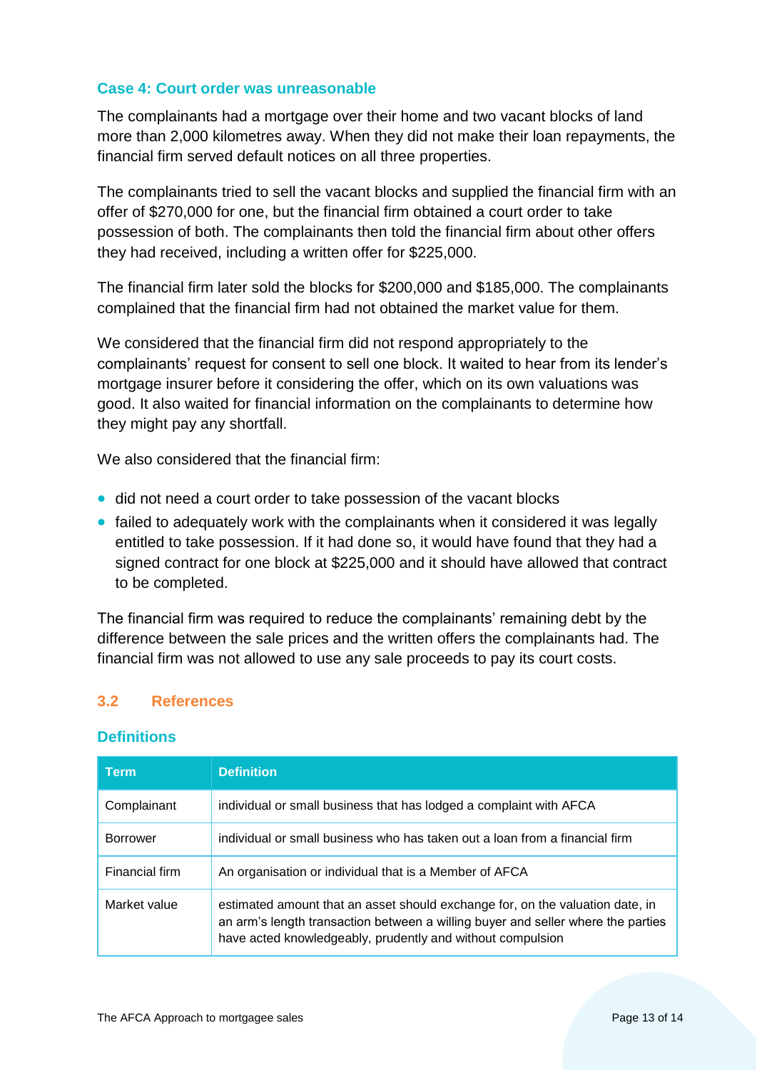### Case 4: Court order was unreasonable

The complainants had a mortgage over their home and two vacant blocks of land more than 2,000 kilometres away. When they did not make their loan repayments, the financial firm served default notices on all three properties.

The complainants tried to sell the vacant blocks and supplied the financial firm with an offer of $270,000 for one, but the financial firm obtained a court order to take possession of both. The complainants then told the financial firm about other offers they had received, including a written offer for $225,000.

The financial firm later sold the blocks for $200,000 and $185,000. The complainants complained that the financial firm had not obtained the market value for them.

We considered that the financial firm did not respond appropriately to the complainants' request for consent to sell one block. It waited to hear from its lender's mortgage insurer before it considering the offer, which on its own valuations was good. It also waited for financial information on the complainants to determine how they might pay any shortfall.

We also considered that the financial firm:

- did not need a court order to take possession of the vacant blocks
- failed to adequately work with the complainants when it considered it was legally entitled to take possession. If it had done so, it would have found that they had a signed contract for one block at $225,000 and it should have allowed that contract to be completed.

The financial firm was required to reduce the complainants' remaining debt by the difference between the sale prices and the written offers the complainants had. The financial firm was not allowed to use any sale proceeds to pay its court costs.

## 3.2 References

### Definitions

| Term | Definition |
|---|---|
| Complainant | individual or small business that has lodged a complaint with AFCA |
| Borrower | individual or small business who has taken out a loan from a financial firm |
| Financial firm | An organisation or individual that is a Member of AFCA |
| Market value | estimated amount that an asset should exchange for, on the valuation date, in an arm's length transaction between a willing buyer and seller where the parties have acted knowledgeably, prudently and without compulsion |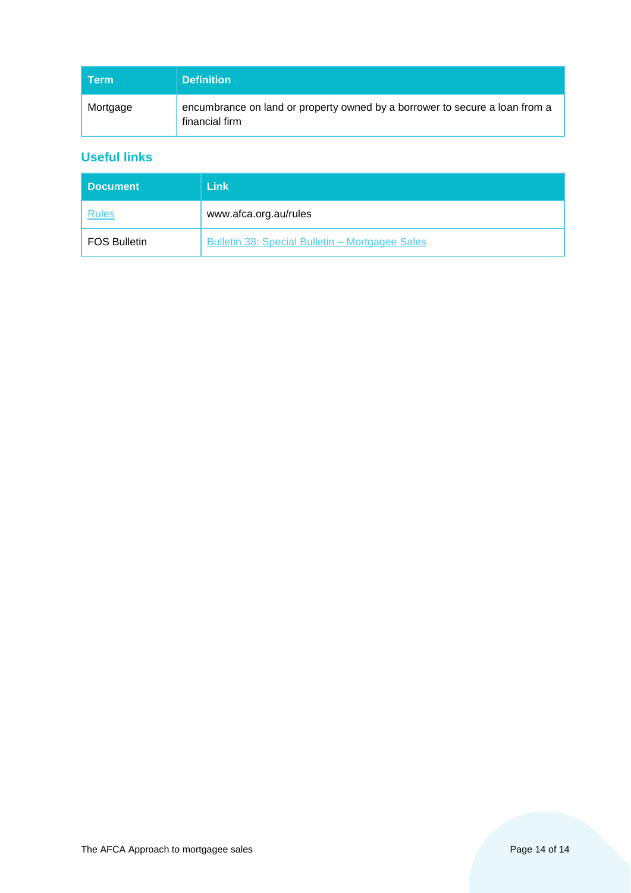| Term | Definition |
| --- | --- |
| Mortgage | encumbrance on land or property owned by a borrower to secure a loan from a financial firm |

## Useful links

| Document | Link |
| --- | --- |
| Rules | www.afca.org.au/rules |
| FOS Bulletin | Bulletin 38: Special Bulletin – Mortgagee Sales |